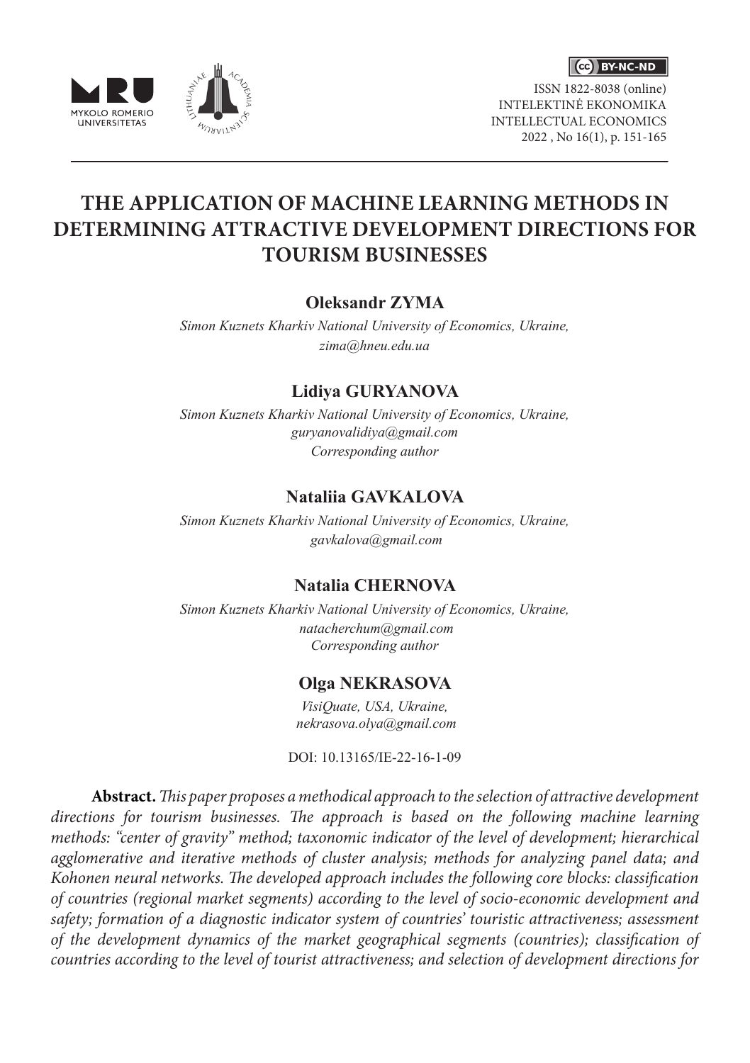# THE APPLICATION OF MACHINE LEARNING METHODS IN DETERMINING ATTRACTIVE DEVELOPMENT DIRECTIONS FOR TOURISM BUSINESSES

**Oleksandr ZYMA**

*Simon Kuznets Kharkiv National University of Economics, Ukraine,*
*zima@hneu.edu.ua*

**Lidiya GURYANOVA**

*Simon Kuznets Kharkiv National University of Economics, Ukraine,*
*guryanovalidiya@gmail.com*
*Corresponding author*

**Nataliia GAVKALOVA**

*Simon Kuznets Kharkiv National University of Economics, Ukraine,*
*gavkalova@gmail.com*

**Natalia CHERNOVA**

*Simon Kuznets Kharkiv National University of Economics, Ukraine,*
*natacherchum@gmail.com*
*Corresponding author*

**Olga NEKRASOVA**

*VisiQuate, USA, Ukraine,*
*nekrasova.olya@gmail.com*

DOI: 10.13165/IE-22-16-1-09

**Abstract.** *This paper proposes a methodical approach to the selection of attractive development directions for tourism businesses. The approach is based on the following machine learning methods: "center of gravity" method; taxonomic indicator of the level of development; hierarchical agglomerative and iterative methods of cluster analysis; methods for analyzing panel data; and Kohonen neural networks. The developed approach includes the following core blocks: classification of countries (regional market segments) according to the level of socio-economic development and safety; formation of a diagnostic indicator system of countries' touristic attractiveness; assessment of the development dynamics of the market geographical segments (countries); classification of countries according to the level of tourist attractiveness; and selection of development directions for*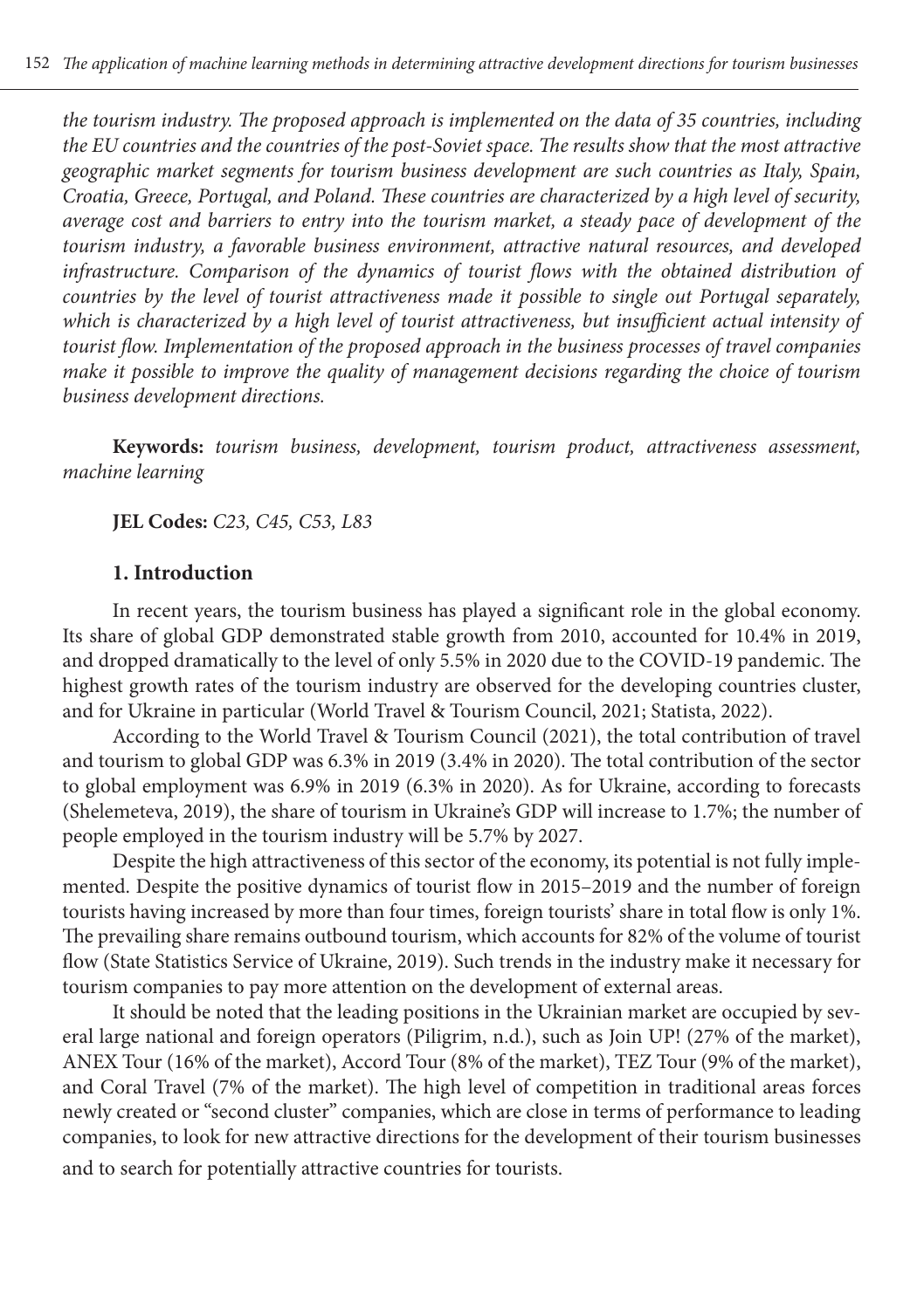*the tourism industry. The proposed approach is implemented on the data of 35 countries, including the EU countries and the countries of the post-Soviet space. The results show that the most attractive geographic market segments for tourism business development are such countries as Italy, Spain, Croatia, Greece, Portugal, and Poland. These countries are characterized by a high level of security, average cost and barriers to entry into the tourism market, a steady pace of development of the tourism industry, a favorable business environment, attractive natural resources, and developed infrastructure. Comparison of the dynamics of tourist flows with the obtained distribution of countries by the level of tourist attractiveness made it possible to single out Portugal separately, which is characterized by a high level of tourist attractiveness, but insufficient actual intensity of tourist flow. Implementation of the proposed approach in the business processes of travel companies make it possible to improve the quality of management decisions regarding the choice of tourism business development directions.*

**Keywords:** *tourism business, development, tourism product, attractiveness assessment, machine learning*

**JEL Codes:** *C23, C45, C53, L83*

## 1. Introduction

In recent years, the tourism business has played a significant role in the global economy. Its share of global GDP demonstrated stable growth from 2010, accounted for 10.4% in 2019, and dropped dramatically to the level of only 5.5% in 2020 due to the COVID-19 pandemic. The highest growth rates of the tourism industry are observed for the developing countries cluster, and for Ukraine in particular (World Travel & Tourism Council, 2021; Statista, 2022).

According to the World Travel & Tourism Council (2021), the total contribution of travel and tourism to global GDP was 6.3% in 2019 (3.4% in 2020). The total contribution of the sector to global employment was 6.9% in 2019 (6.3% in 2020). As for Ukraine, according to forecasts (Shelemeteva, 2019), the share of tourism in Ukraine's GDP will increase to 1.7%; the number of people employed in the tourism industry will be 5.7% by 2027.

Despite the high attractiveness of this sector of the economy, its potential is not fully implemented. Despite the positive dynamics of tourist flow in 2015–2019 and the number of foreign tourists having increased by more than four times, foreign tourists' share in total flow is only 1%. The prevailing share remains outbound tourism, which accounts for 82% of the volume of tourist flow (State Statistics Service of Ukraine, 2019). Such trends in the industry make it necessary for tourism companies to pay more attention on the development of external areas.

It should be noted that the leading positions in the Ukrainian market are occupied by several large national and foreign operators (Piligrim, n.d.), such as Join UP! (27% of the market), ANEX Tour (16% of the market), Accord Tour (8% of the market), TEZ Tour (9% of the market), and Coral Travel (7% of the market). The high level of competition in traditional areas forces newly created or "second cluster" companies, which are close in terms of performance to leading companies, to look for new attractive directions for the development of their tourism businesses and to search for potentially attractive countries for tourists.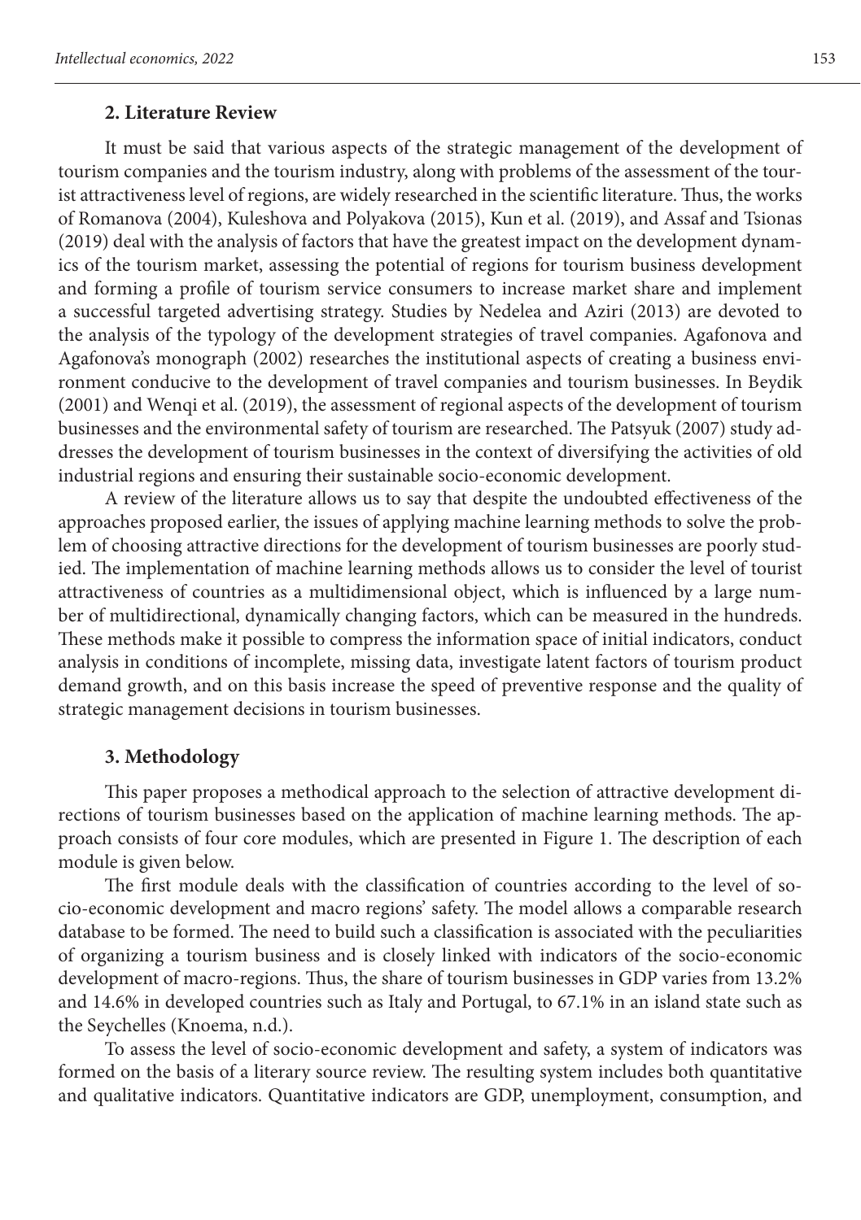## 2. Literature Review

It must be said that various aspects of the strategic management of the development of tourism companies and the tourism industry, along with problems of the assessment of the tourist attractiveness level of regions, are widely researched in the scientific literature. Thus, the works of Romanova (2004), Kuleshova and Polyakova (2015), Kun et al. (2019), and Assaf and Tsionas (2019) deal with the analysis of factors that have the greatest impact on the development dynamics of the tourism market, assessing the potential of regions for tourism business development and forming a profile of tourism service consumers to increase market share and implement a successful targeted advertising strategy. Studies by Nedelea and Aziri (2013) are devoted to the analysis of the typology of the development strategies of travel companies. Agafonova and Agafonova's monograph (2002) researches the institutional aspects of creating a business environment conducive to the development of travel companies and tourism businesses. In Beydik (2001) and Wenqi et al. (2019), the assessment of regional aspects of the development of tourism businesses and the environmental safety of tourism are researched. The Patsyuk (2007) study addresses the development of tourism businesses in the context of diversifying the activities of old industrial regions and ensuring their sustainable socio-economic development.

A review of the literature allows us to say that despite the undoubted effectiveness of the approaches proposed earlier, the issues of applying machine learning methods to solve the problem of choosing attractive directions for the development of tourism businesses are poorly studied. The implementation of machine learning methods allows us to consider the level of tourist attractiveness of countries as a multidimensional object, which is influenced by a large number of multidirectional, dynamically changing factors, which can be measured in the hundreds. These methods make it possible to compress the information space of initial indicators, conduct analysis in conditions of incomplete, missing data, investigate latent factors of tourism product demand growth, and on this basis increase the speed of preventive response and the quality of strategic management decisions in tourism businesses.

## 3. Methodology

This paper proposes a methodical approach to the selection of attractive development directions of tourism businesses based on the application of machine learning methods. The approach consists of four core modules, which are presented in Figure 1. The description of each module is given below.

The first module deals with the classification of countries according to the level of socio-economic development and macro regions' safety. The model allows a comparable research database to be formed. The need to build such a classification is associated with the peculiarities of organizing a tourism business and is closely linked with indicators of the socio-economic development of macro-regions. Thus, the share of tourism businesses in GDP varies from 13.2% and 14.6% in developed countries such as Italy and Portugal, to 67.1% in an island state such as the Seychelles (Knoema, n.d.).

To assess the level of socio-economic development and safety, a system of indicators was formed on the basis of a literary source review. The resulting system includes both quantitative and qualitative indicators. Quantitative indicators are GDP, unemployment, consumption, and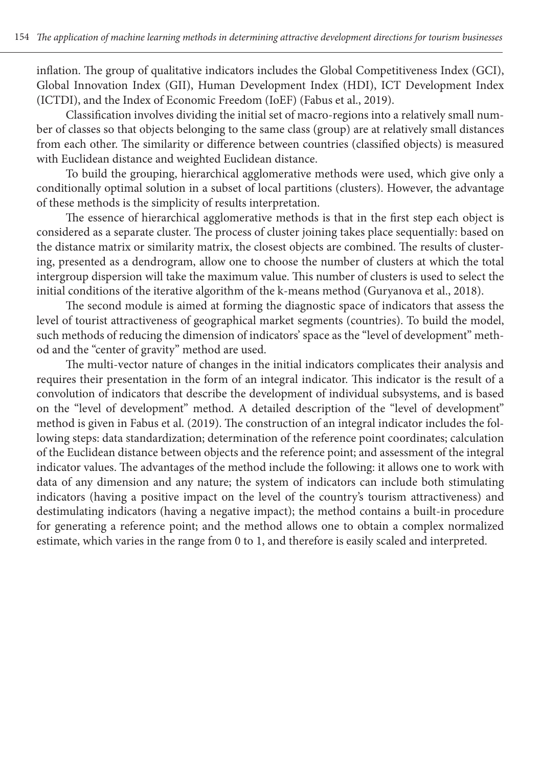inflation. The group of qualitative indicators includes the Global Competitiveness Index (GCI), Global Innovation Index (GII), Human Development Index (HDI), ICT Development Index (ICTDI), and the Index of Economic Freedom (IoEF) (Fabus et al., 2019).

Classification involves dividing the initial set of macro-regions into a relatively small number of classes so that objects belonging to the same class (group) are at relatively small distances from each other. The similarity or difference between countries (classified objects) is measured with Euclidean distance and weighted Euclidean distance.

To build the grouping, hierarchical agglomerative methods were used, which give only a conditionally optimal solution in a subset of local partitions (clusters). However, the advantage of these methods is the simplicity of results interpretation.

The essence of hierarchical agglomerative methods is that in the first step each object is considered as a separate cluster. The process of cluster joining takes place sequentially: based on the distance matrix or similarity matrix, the closest objects are combined. The results of clustering, presented as a dendrogram, allow one to choose the number of clusters at which the total intergroup dispersion will take the maximum value. This number of clusters is used to select the initial conditions of the iterative algorithm of the k-means method (Guryanova et al., 2018).

The second module is aimed at forming the diagnostic space of indicators that assess the level of tourist attractiveness of geographical market segments (countries). To build the model, such methods of reducing the dimension of indicators' space as the "level of development" method and the "center of gravity" method are used.

The multi-vector nature of changes in the initial indicators complicates their analysis and requires their presentation in the form of an integral indicator. This indicator is the result of a convolution of indicators that describe the development of individual subsystems, and is based on the "level of development" method. A detailed description of the "level of development" method is given in Fabus et al. (2019). The construction of an integral indicator includes the following steps: data standardization; determination of the reference point coordinates; calculation of the Euclidean distance between objects and the reference point; and assessment of the integral indicator values. The advantages of the method include the following: it allows one to work with data of any dimension and any nature; the system of indicators can include both stimulating indicators (having a positive impact on the level of the country's tourism attractiveness) and destimulating indicators (having a negative impact); the method contains a built-in procedure for generating a reference point; and the method allows one to obtain a complex normalized estimate, which varies in the range from 0 to 1, and therefore is easily scaled and interpreted.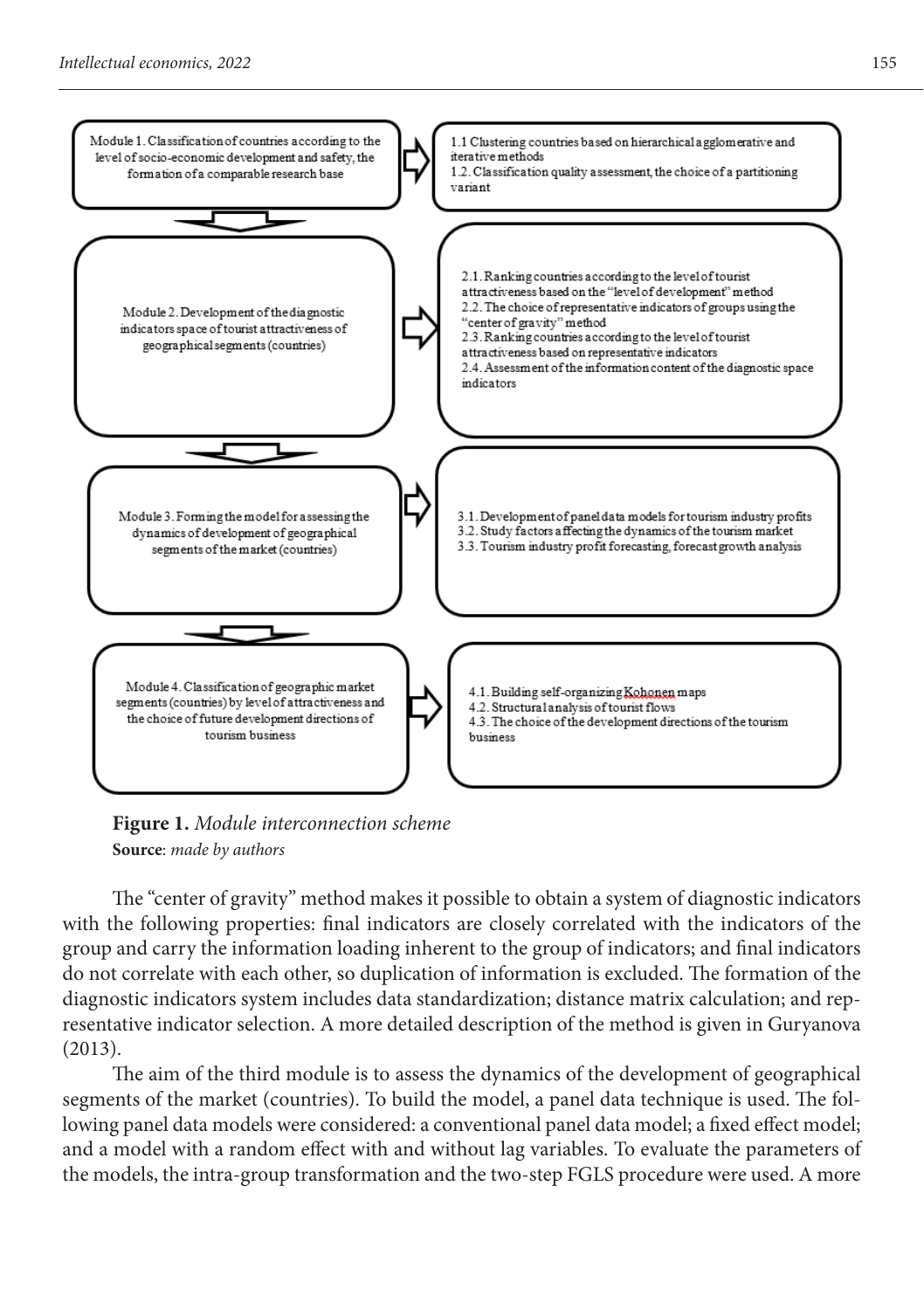Module 1. Classification of countries according to the level of socio-economic development and safety, the formation of a comparable research base

1.1 Clustering countries based on hierarchical agglomerative and iterative methods
1.2. Classification quality assessment, the choice of a partitioning variant

Module 2. Development of the diagnostic indicators space of tourist attractiveness of geographical segments (countries)

2.1. Ranking countries according to the level of tourist attractiveness based on the "level of development" method
2.2. The choice of representative indicators of groups using the "center of gravity" method
2.3. Ranking countries according to the level of tourist attractiveness based on representative indicators
2.4. Assessment of the information content of the diagnostic space indicators

Module 3. Forming the model for assessing the dynamics of development of geographical segments of the market (countries)

3.1. Development of panel data models for tourism industry profits
3.2. Study factors affecting the dynamics of the tourism market
3.3. Tourism industry profit forecasting, forecast growth analysis

Module 4. Classification of geographic market segments (countries) by level of attractiveness and the choice of future development directions of tourism business

4.1. Building self-organizing Kohonen maps
4.2. Structural analysis of tourist flows
4.3. The choice of the development directions of the tourism business

**Figure 1.** *Module interconnection scheme*
**Source**: *made by authors*

The "center of gravity" method makes it possible to obtain a system of diagnostic indicators with the following properties: final indicators are closely correlated with the indicators of the group and carry the information loading inherent to the group of indicators; and final indicators do not correlate with each other, so duplication of information is excluded. The formation of the diagnostic indicators system includes data standardization; distance matrix calculation; and representative indicator selection. A more detailed description of the method is given in Guryanova (2013).

The aim of the third module is to assess the dynamics of the development of geographical segments of the market (countries). To build the model, a panel data technique is used. The following panel data models were considered: a conventional panel data model; a fixed effect model; and a model with a random effect with and without lag variables. To evaluate the parameters of the models, the intra-group transformation and the two-step FGLS procedure were used. A more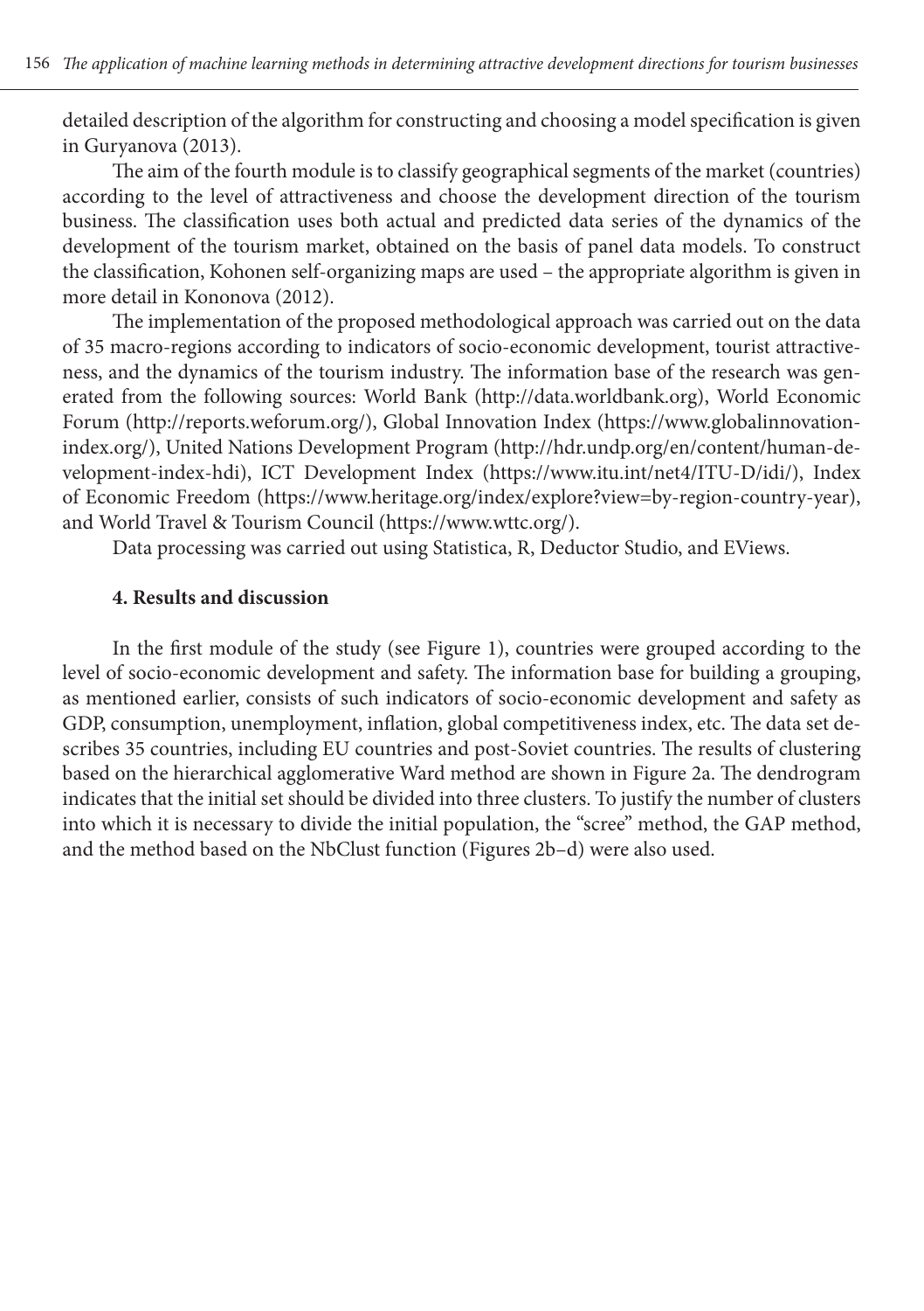detailed description of the algorithm for constructing and choosing a model specification is given in Guryanova (2013).

The aim of the fourth module is to classify geographical segments of the market (countries) according to the level of attractiveness and choose the development direction of the tourism business. The classification uses both actual and predicted data series of the dynamics of the development of the tourism market, obtained on the basis of panel data models. To construct the classification, Kohonen self-organizing maps are used – the appropriate algorithm is given in more detail in Kononova (2012).

The implementation of the proposed methodological approach was carried out on the data of 35 macro-regions according to indicators of socio-economic development, tourist attractiveness, and the dynamics of the tourism industry. The information base of the research was generated from the following sources: World Bank (http://data.worldbank.org), World Economic Forum (http://reports.weforum.org/), Global Innovation Index (https://www.globalinnovationindex.org/), United Nations Development Program (http://hdr.undp.org/en/content/human-development-index-hdi), ICT Development Index (https://www.itu.int/net4/ITU-D/idi/), Index of Economic Freedom (https://www.heritage.org/index/explore?view=by-region-country-year), and World Travel & Tourism Council (https://www.wttc.org/).

Data processing was carried out using Statistica, R, Deductor Studio, and EViews.

## 4. Results and discussion

In the first module of the study (see Figure 1), countries were grouped according to the level of socio-economic development and safety. The information base for building a grouping, as mentioned earlier, consists of such indicators of socio-economic development and safety as GDP, consumption, unemployment, inflation, global competitiveness index, etc. The data set describes 35 countries, including EU countries and post-Soviet countries. The results of clustering based on the hierarchical agglomerative Ward method are shown in Figure 2a. The dendrogram indicates that the initial set should be divided into three clusters. To justify the number of clusters into which it is necessary to divide the initial population, the "scree" method, the GAP method, and the method based on the NbClust function (Figures 2b–d) were also used.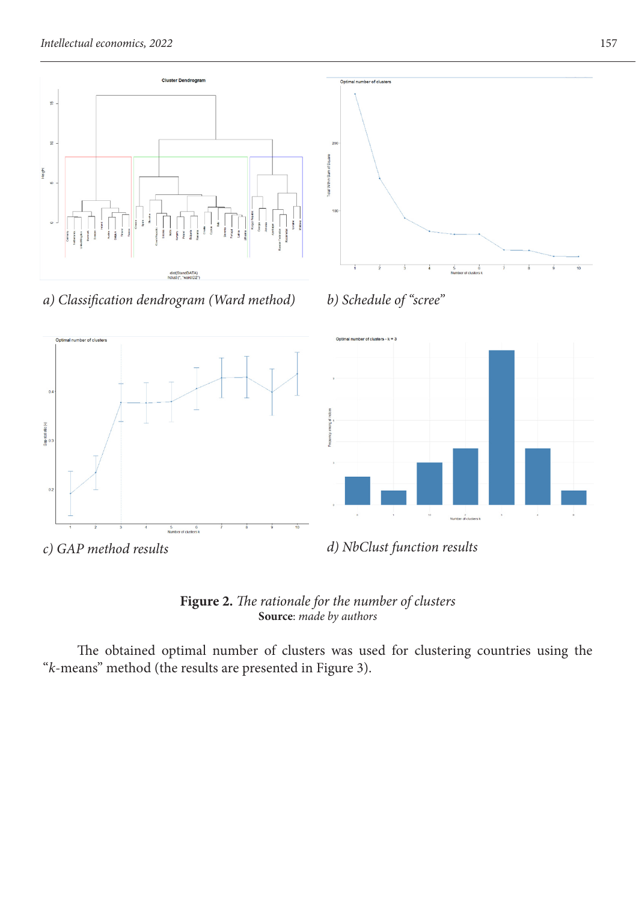a) Classification dendrogram (Ward method)

b) Schedule of "scree"

c) GAP method results

d) NbClust function results

**Figure 2.** *The rationale for the number of clusters*
**Source**: *made by authors*

The obtained optimal number of clusters was used for clustering countries using the "*k*-means" method (the results are presented in Figure 3).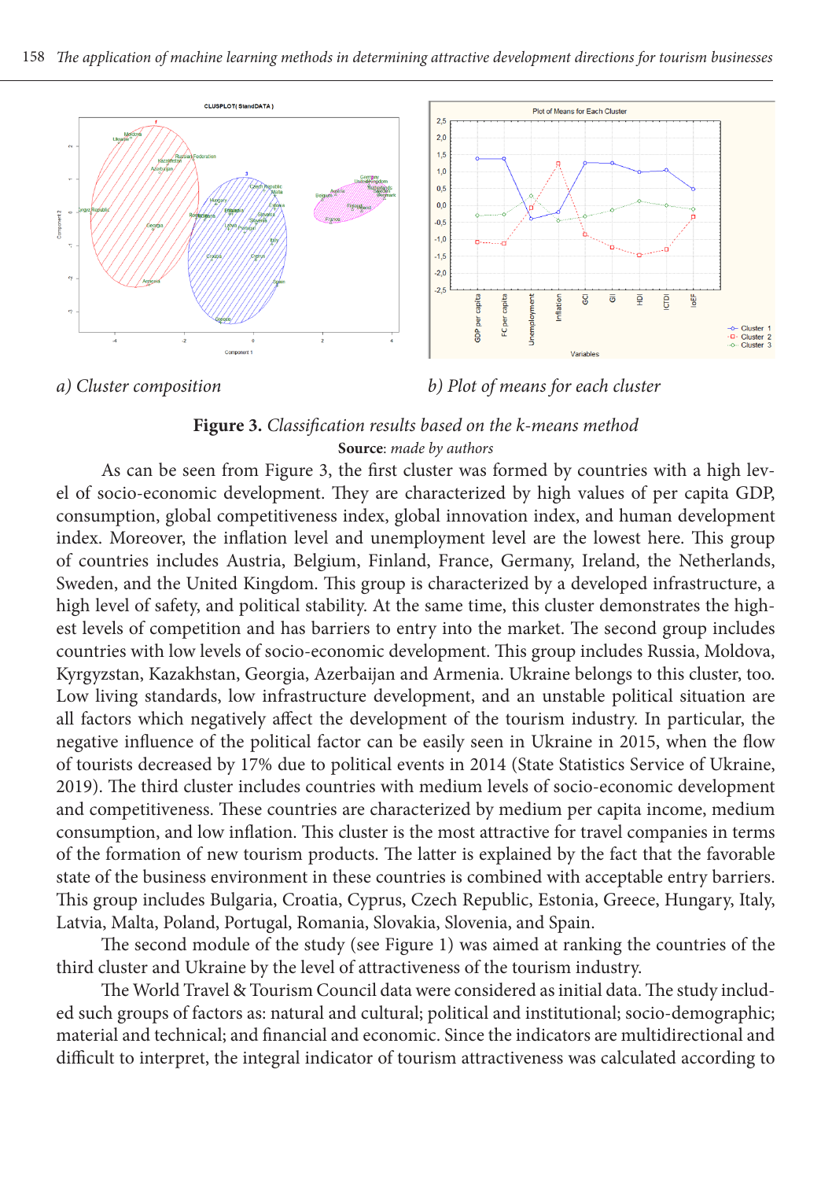a) Cluster composition

b) Plot of means for each cluster

**Figure 3.** *Classification results based on the k-means method*

**Source**: *made by authors*

As can be seen from Figure 3, the first cluster was formed by countries with a high level of socio-economic development. They are characterized by high values of per capita GDP, consumption, global competitiveness index, global innovation index, and human development index. Moreover, the inflation level and unemployment level are the lowest here. This group of countries includes Austria, Belgium, Finland, France, Germany, Ireland, the Netherlands, Sweden, and the United Kingdom. This group is characterized by a developed infrastructure, a high level of safety, and political stability. At the same time, this cluster demonstrates the highest levels of competition and has barriers to entry into the market. The second group includes countries with low levels of socio-economic development. This group includes Russia, Moldova, Kyrgyzstan, Kazakhstan, Georgia, Azerbaijan and Armenia. Ukraine belongs to this cluster, too. Low living standards, low infrastructure development, and an unstable political situation are all factors which negatively affect the development of the tourism industry. In particular, the negative influence of the political factor can be easily seen in Ukraine in 2015, when the flow of tourists decreased by 17% due to political events in 2014 (State Statistics Service of Ukraine, 2019). The third cluster includes countries with medium levels of socio-economic development and competitiveness. These countries are characterized by medium per capita income, medium consumption, and low inflation. This cluster is the most attractive for travel companies in terms of the formation of new tourism products. The latter is explained by the fact that the favorable state of the business environment in these countries is combined with acceptable entry barriers. This group includes Bulgaria, Croatia, Cyprus, Czech Republic, Estonia, Greece, Hungary, Italy, Latvia, Malta, Poland, Portugal, Romania, Slovakia, Slovenia, and Spain.

The second module of the study (see Figure 1) was aimed at ranking the countries of the third cluster and Ukraine by the level of attractiveness of the tourism industry.

The World Travel & Tourism Council data were considered as initial data. The study included such groups of factors as: natural and cultural; political and institutional; socio-demographic; material and technical; and financial and economic. Since the indicators are multidirectional and difficult to interpret, the integral indicator of tourism attractiveness was calculated according to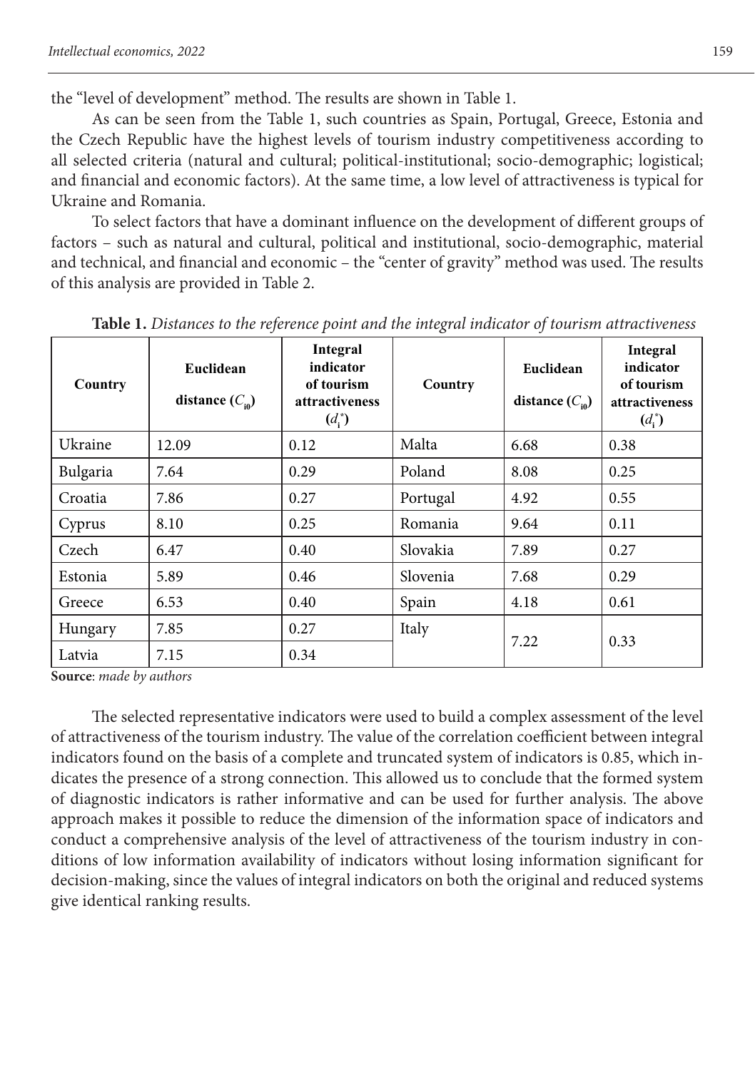the "level of development" method. The results are shown in Table 1.

As can be seen from the Table 1, such countries as Spain, Portugal, Greece, Estonia and the Czech Republic have the highest levels of tourism industry competitiveness according to all selected criteria (natural and cultural; political-institutional; socio-demographic; logistical; and financial and economic factors). At the same time, a low level of attractiveness is typical for Ukraine and Romania.

To select factors that have a dominant influence on the development of different groups of factors – such as natural and cultural, political and institutional, socio-demographic, material and technical, and financial and economic – the "center of gravity" method was used. The results of this analysis are provided in Table 2.

**Table 1.** *Distances to the reference point and the integral indicator of tourism attractiveness*

| Country | Euclidean distance ($C_{i0}$) | Integral indicator of tourism attractiveness ($d_i^*$) | Country | Euclidean distance ($C_{i0}$) | Integral indicator of tourism attractiveness ($d_i^*$) |
|---|---|---|---|---|---|
| Ukraine | 12.09 | 0.12 | Malta | 6.68 | 0.38 |
| Bulgaria | 7.64 | 0.29 | Poland | 8.08 | 0.25 |
| Croatia | 7.86 | 0.27 | Portugal | 4.92 | 0.55 |
| Cyprus | 8.10 | 0.25 | Romania | 9.64 | 0.11 |
| Czech | 6.47 | 0.40 | Slovakia | 7.89 | 0.27 |
| Estonia | 5.89 | 0.46 | Slovenia | 7.68 | 0.29 |
| Greece | 6.53 | 0.40 | Spain | 4.18 | 0.61 |
| Hungary | 7.85 | 0.27 | Italy | 7.22 | 0.33 |
| Latvia | 7.15 | 0.34 | | | |

**Source**: *made by authors*

The selected representative indicators were used to build a complex assessment of the level of attractiveness of the tourism industry. The value of the correlation coefficient between integral indicators found on the basis of a complete and truncated system of indicators is 0.85, which indicates the presence of a strong connection. This allowed us to conclude that the formed system of diagnostic indicators is rather informative and can be used for further analysis. The above approach makes it possible to reduce the dimension of the information space of indicators and conduct a comprehensive analysis of the level of attractiveness of the tourism industry in conditions of low information availability of indicators without losing information significant for decision-making, since the values of integral indicators on both the original and reduced systems give identical ranking results.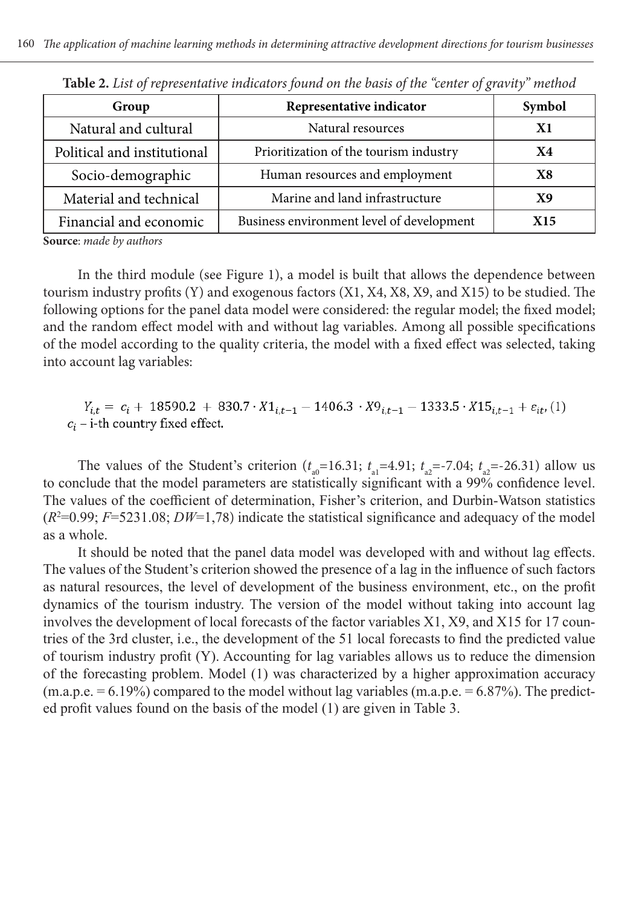**Table 2.** *List of representative indicators found on the basis of the "center of gravity" method*

| Group | Representative indicator | Symbol |
|---|---|---|
| Natural and cultural | Natural resources | **X1** |
| Political and institutional | Prioritization of the tourism industry | **X4** |
| Socio-demographic | Human resources and employment | **X8** |
| Material and technical | Marine and land infrastructure | **X9** |
| Financial and economic | Business environment level of development | **X15** |

**Source**: *made by authors*

In the third module (see Figure 1), a model is built that allows the dependence between tourism industry profits (Y) and exogenous factors (X1, X4, X8, X9, and X15) to be studied. The following options for the panel data model were considered: the regular model; the fixed model; and the random effect model with and without lag variables. Among all possible specifications of the model according to the quality criteria, the model with a fixed effect was selected, taking into account lag variables:

$$Y_{i,t} = c_i + 18590.2 + 830.7 \cdot X1_{i,t-1} - 1406.3 \cdot X9_{i,t-1} - 1333.5 \cdot X15_{i,t-1} + \varepsilon_{it}, \quad (1)$$

$c_i$ – i-th country fixed effect.

The values of the Student's criterion ($t_{a0}$=16.31; $t_{a1}$=4.91; $t_{a2}$=-7.04; $t_{a2}$=-26.31) allow us to conclude that the model parameters are statistically significant with a 99% confidence level. The values of the coefficient of determination, Fisher's criterion, and Durbin-Watson statistics ($R^2$=0.99; $F$=5231.08; $DW$=1,78) indicate the statistical significance and adequacy of the model as a whole.

It should be noted that the panel data model was developed with and without lag effects. The values of the Student's criterion showed the presence of a lag in the influence of such factors as natural resources, the level of development of the business environment, etc., on the profit dynamics of the tourism industry. The version of the model without taking into account lag involves the development of local forecasts of the factor variables X1, X9, and X15 for 17 countries of the 3rd cluster, i.e., the development of the 51 local forecasts to find the predicted value of tourism industry profit (Y). Accounting for lag variables allows us to reduce the dimension of the forecasting problem. Model (1) was characterized by a higher approximation accuracy (m.a.p.e. = 6.19%) compared to the model without lag variables (m.a.p.e. = 6.87%). The predicted profit values found on the basis of the model (1) are given in Table 3.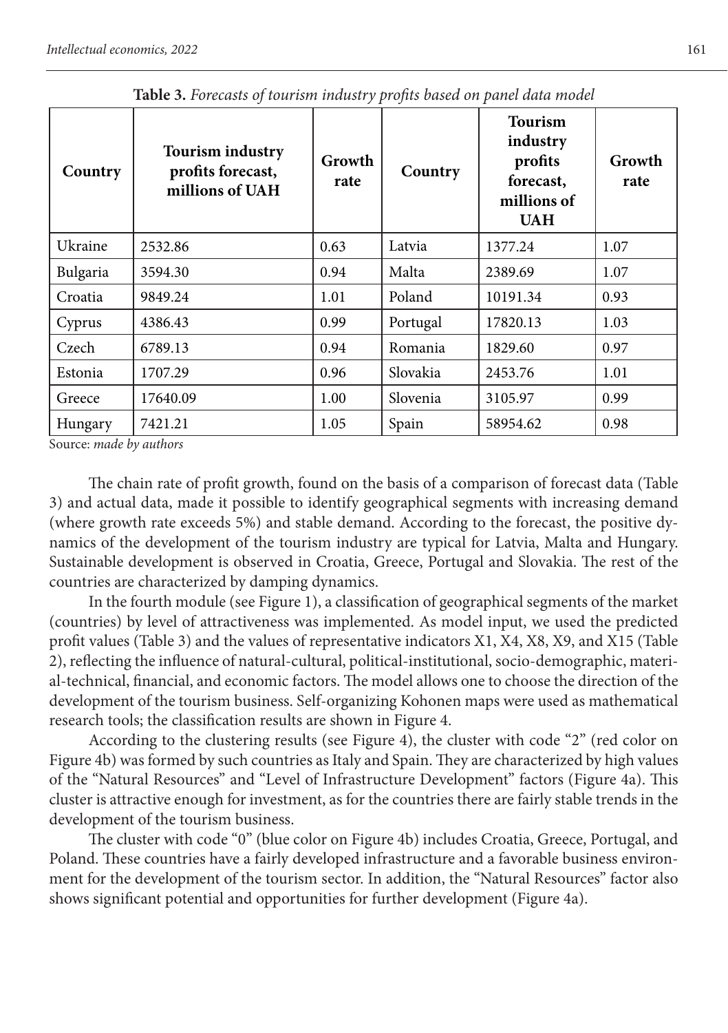**Table 3.** *Forecasts of tourism industry profits based on panel data model*

| Country | Tourism industry profits forecast, millions of UAH | Growth rate | Country | Tourism industry profits forecast, millions of UAH | Growth rate |
|---|---|---|---|---|---|
| Ukraine | 2532.86 | 0.63 | Latvia | 1377.24 | 1.07 |
| Bulgaria | 3594.30 | 0.94 | Malta | 2389.69 | 1.07 |
| Croatia | 9849.24 | 1.01 | Poland | 10191.34 | 0.93 |
| Cyprus | 4386.43 | 0.99 | Portugal | 17820.13 | 1.03 |
| Czech | 6789.13 | 0.94 | Romania | 1829.60 | 0.97 |
| Estonia | 1707.29 | 0.96 | Slovakia | 2453.76 | 1.01 |
| Greece | 17640.09 | 1.00 | Slovenia | 3105.97 | 0.99 |
| Hungary | 7421.21 | 1.05 | Spain | 58954.62 | 0.98 |

Source: *made by authors*

The chain rate of profit growth, found on the basis of a comparison of forecast data (Table 3) and actual data, made it possible to identify geographical segments with increasing demand (where growth rate exceeds 5%) and stable demand. According to the forecast, the positive dynamics of the development of the tourism industry are typical for Latvia, Malta and Hungary. Sustainable development is observed in Croatia, Greece, Portugal and Slovakia. The rest of the countries are characterized by damping dynamics.

In the fourth module (see Figure 1), a classification of geographical segments of the market (countries) by level of attractiveness was implemented. As model input, we used the predicted profit values (Table 3) and the values of representative indicators X1, X4, X8, X9, and X15 (Table 2), reflecting the influence of natural-cultural, political-institutional, socio-demographic, material-technical, financial, and economic factors. The model allows one to choose the direction of the development of the tourism business. Self-organizing Kohonen maps were used as mathematical research tools; the classification results are shown in Figure 4.

According to the clustering results (see Figure 4), the cluster with code "2" (red color on Figure 4b) was formed by such countries as Italy and Spain. They are characterized by high values of the "Natural Resources" and "Level of Infrastructure Development" factors (Figure 4a). This cluster is attractive enough for investment, as for the countries there are fairly stable trends in the development of the tourism business.

The cluster with code "0" (blue color on Figure 4b) includes Croatia, Greece, Portugal, and Poland. These countries have a fairly developed infrastructure and a favorable business environment for the development of the tourism sector. In addition, the "Natural Resources" factor also shows significant potential and opportunities for further development (Figure 4a).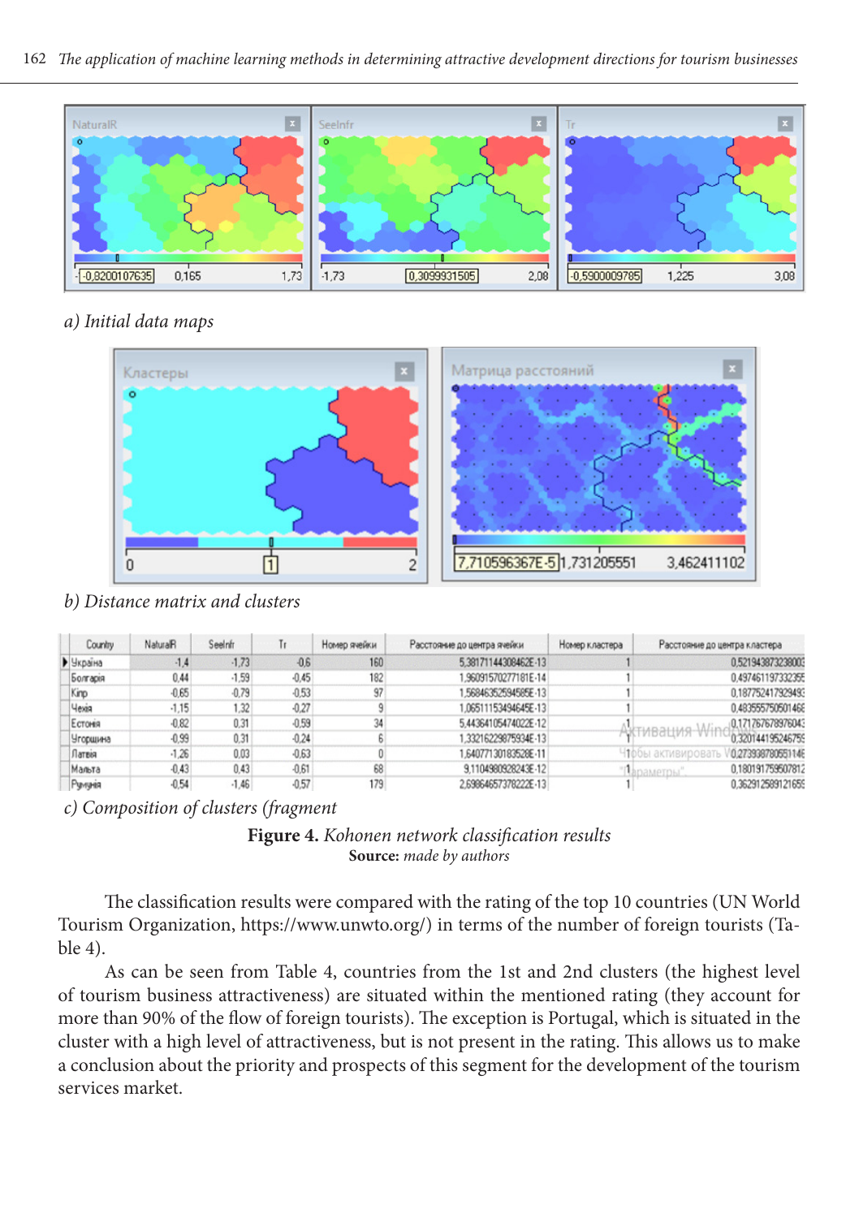a) Initial data maps

b) Distance matrix and clusters

| Country | NaturalR | SeeInfr | Tr | Номер ячейки | Расстояние до центра ячейки | Номер кластера | Расстояние до центра кластера |
|---|---|---|---|---|---|---|---|
| Україна | -1,4 | -1,73 | -0,6 | 160 | 5,38171144308462E-13 | 1 | 0,521943873238003 |
| Болгарія | 0,44 | -1,59 | -0,45 | 182 | 1,96091570277181E-14 | 1 | 0,497461197332355 |
| Кіпр | -0,65 | -0,79 | -0,53 | 97 | 1,56846352594585E-13 | 1 | 0,187752417929493 |
| Чехія | -1,15 | 1,32 | -0,27 | 9 | 1,06511153494645E-13 | 1 | 0,483555750501468 |
| Естонія | -0,82 | 0,31 | -0,59 | 34 | 5,44364105474022E-12 | 1 | 0,171767678976043 |
| Угорщина | -0,99 | 0,31 | -0,24 | 6 | 1,33216229875934E-13 | 1 | 0,320144195246759 |
| Латвія | -1,26 | 0,03 | -0,63 | 0 | 1,64077130183528E-11 | 1 | 0,273938780551146 |
| Мальта | -0,43 | 0,43 | -0,61 | 68 | 9,11049809282436E-12 | 1 | 0,180191759507812 |
| Румунія | -0,54 | -1,46 | -0,57 | 179 | 2,69864657378222E-13 | 1 | 0,362912589121659 |

c) Composition of clusters (fragment

**Figure 4.** *Kohonen network classification results*
**Source:** *made by authors*

The classification results were compared with the rating of the top 10 countries (UN World Tourism Organization, https://www.unwto.org/) in terms of the number of foreign tourists (Table 4).

As can be seen from Table 4, countries from the 1st and 2nd clusters (the highest level of tourism business attractiveness) are situated within the mentioned rating (they account for more than 90% of the flow of foreign tourists). The exception is Portugal, which is situated in the cluster with a high level of attractiveness, but is not present in the rating. This allows us to make a conclusion about the priority and prospects of this segment for the development of the tourism services market.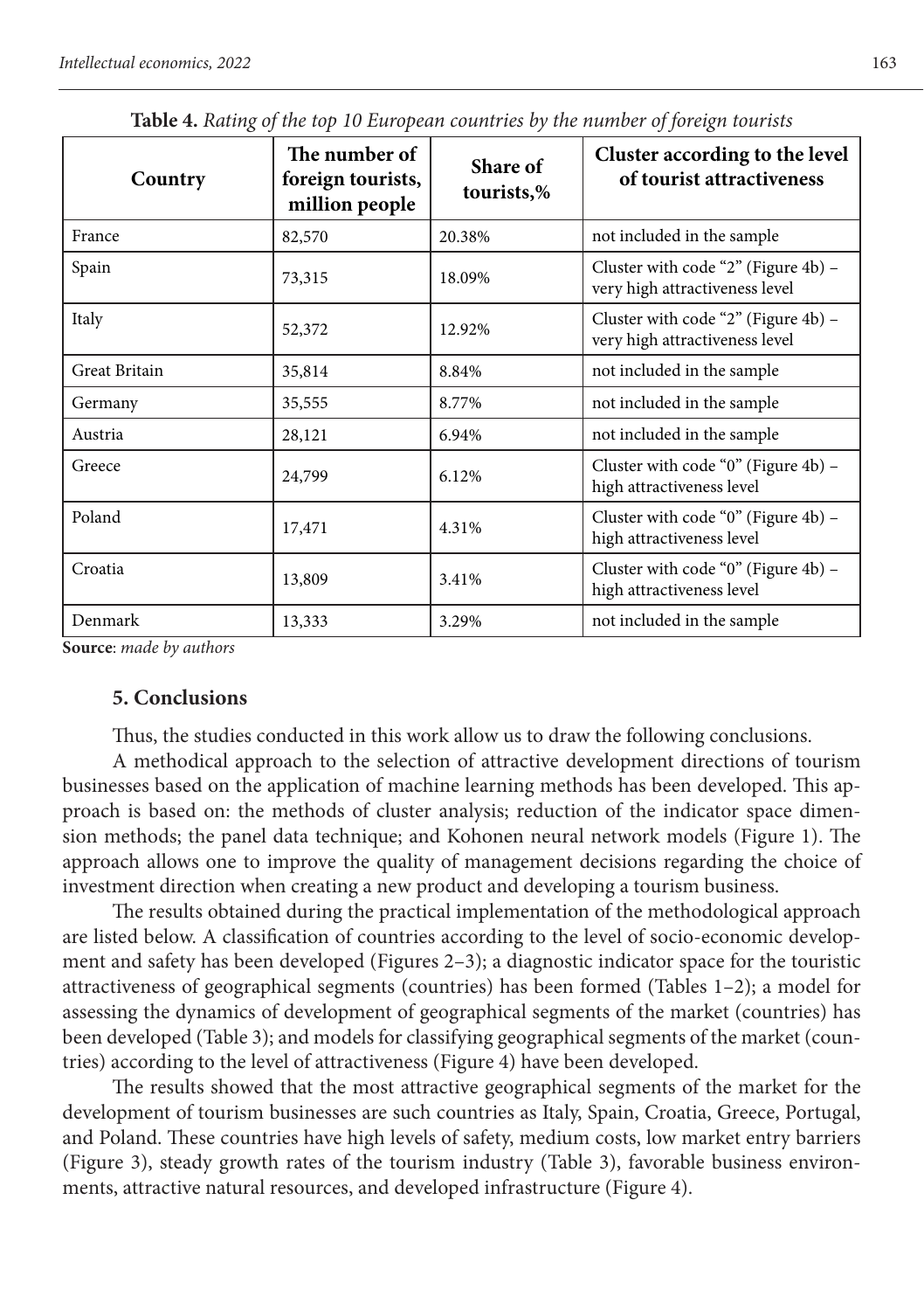**Table 4.** *Rating of the top 10 European countries by the number of foreign tourists*

| Country | The number of foreign tourists, million people | Share of tourists,% | Cluster according to the level of tourist attractiveness |
|---|---|---|---|
| France | 82,570 | 20.38% | not included in the sample |
| Spain | 73,315 | 18.09% | Cluster with code "2" (Figure 4b) – very high attractiveness level |
| Italy | 52,372 | 12.92% | Cluster with code "2" (Figure 4b) – very high attractiveness level |
| Great Britain | 35,814 | 8.84% | not included in the sample |
| Germany | 35,555 | 8.77% | not included in the sample |
| Austria | 28,121 | 6.94% | not included in the sample |
| Greece | 24,799 | 6.12% | Cluster with code "0" (Figure 4b) – high attractiveness level |
| Poland | 17,471 | 4.31% | Cluster with code "0" (Figure 4b) – high attractiveness level |
| Croatia | 13,809 | 3.41% | Cluster with code "0" (Figure 4b) – high attractiveness level |
| Denmark | 13,333 | 3.29% | not included in the sample |

**Source**: *made by authors*

## 5. Conclusions

Thus, the studies conducted in this work allow us to draw the following conclusions.

A methodical approach to the selection of attractive development directions of tourism businesses based on the application of machine learning methods has been developed. This approach is based on: the methods of cluster analysis; reduction of the indicator space dimension methods; the panel data technique; and Kohonen neural network models (Figure 1). The approach allows one to improve the quality of management decisions regarding the choice of investment direction when creating a new product and developing a tourism business.

The results obtained during the practical implementation of the methodological approach are listed below. A classification of countries according to the level of socio-economic development and safety has been developed (Figures 2–3); a diagnostic indicator space for the touristic attractiveness of geographical segments (countries) has been formed (Tables 1–2); a model for assessing the dynamics of development of geographical segments of the market (countries) has been developed (Table 3); and models for classifying geographical segments of the market (countries) according to the level of attractiveness (Figure 4) have been developed.

The results showed that the most attractive geographical segments of the market for the development of tourism businesses are such countries as Italy, Spain, Croatia, Greece, Portugal, and Poland. These countries have high levels of safety, medium costs, low market entry barriers (Figure 3), steady growth rates of the tourism industry (Table 3), favorable business environments, attractive natural resources, and developed infrastructure (Figure 4).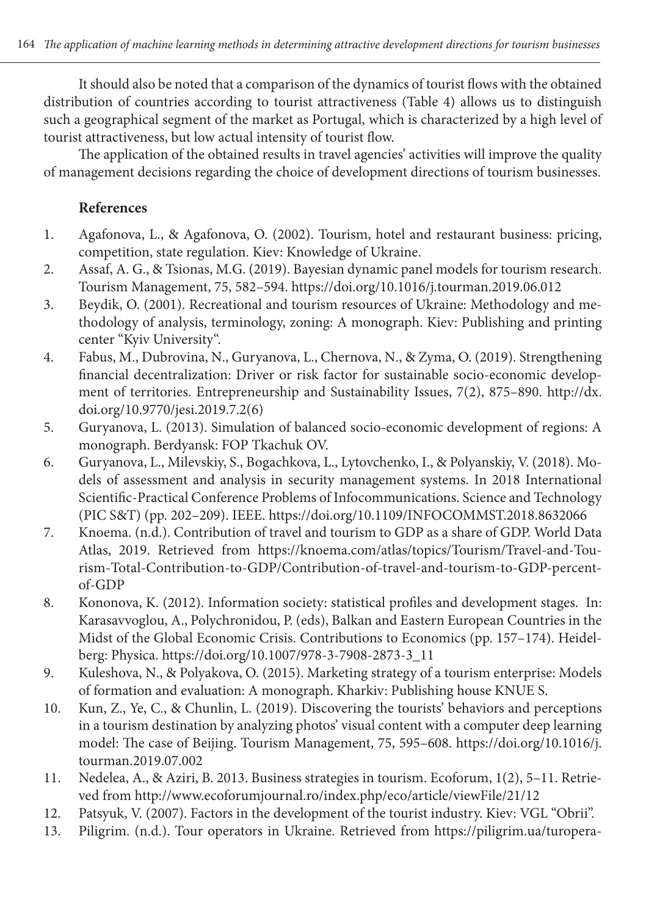It should also be noted that a comparison of the dynamics of tourist flows with the obtained distribution of countries according to tourist attractiveness (Table 4) allows us to distinguish such a geographical segment of the market as Portugal, which is characterized by a high level of tourist attractiveness, but low actual intensity of tourist flow.

The application of the obtained results in travel agencies' activities will improve the quality of management decisions regarding the choice of development directions of tourism businesses.

## References

1. Agafonova, L., & Agafonova, O. (2002). Tourism, hotel and restaurant business: pricing, competition, state regulation. Kiev: Knowledge of Ukraine.
2. Assaf, A. G., & Tsionas, M.G. (2019). Bayesian dynamic panel models for tourism research. Tourism Management, 75, 582–594. https://doi.org/10.1016/j.tourman.2019.06.012
3. Beydik, O. (2001). Recreational and tourism resources of Ukraine: Methodology and methodology of analysis, terminology, zoning: A monograph. Kiev: Publishing and printing center "Kyiv University".
4. Fabus, M., Dubrovina, N., Guryanova, L., Chernova, N., & Zyma, O. (2019). Strengthening financial decentralization: Driver or risk factor for sustainable socio-economic development of territories. Entrepreneurship and Sustainability Issues, 7(2), 875–890. http://dx.doi.org/10.9770/jesi.2019.7.2(6)
5. Guryanova, L. (2013). Simulation of balanced socio-economic development of regions: A monograph. Berdyansk: FOP Tkachuk OV.
6. Guryanova, L., Milevskiy, S., Bogachkova, L., Lytovchenko, I., & Polyanskiy, V. (2018). Models of assessment and analysis in security management systems. In 2018 International Scientific-Practical Conference Problems of Infocommunications. Science and Technology (PIC S&T) (pp. 202–209). IEEE. https://doi.org/10.1109/INFOCOMMST.2018.8632066
7. Knoema. (n.d.). Contribution of travel and tourism to GDP as a share of GDP. World Data Atlas, 2019. Retrieved from https://knoema.com/atlas/topics/Tourism/Travel-and-Tourism-Total-Contribution-to-GDP/Contribution-of-travel-and-tourism-to-GDP-percent-of-GDP
8. Kononova, K. (2012). Information society: statistical profiles and development stages. In: Karasavvoglou, A., Polychronidou, P. (eds), Balkan and Eastern European Countries in the Midst of the Global Economic Crisis. Contributions to Economics (pp. 157–174). Heidelberg: Physica. https://doi.org/10.1007/978-3-7908-2873-3_11
9. Kuleshova, N., & Polyakova, O. (2015). Marketing strategy of a tourism enterprise: Models of formation and evaluation: A monograph. Kharkiv: Publishing house KNUE S.
10. Kun, Z., Ye, C., & Chunlin, L. (2019). Discovering the tourists' behaviors and perceptions in a tourism destination by analyzing photos' visual content with a computer deep learning model: The case of Beijing. Tourism Management, 75, 595–608. https://doi.org/10.1016/j.tourman.2019.07.002
11. Nedelea, A., & Aziri, B. 2013. Business strategies in tourism. Ecoforum, 1(2), 5–11. Retrieved from http://www.ecoforumjournal.ro/index.php/eco/article/viewFile/21/12
12. Patsyuk, V. (2007). Factors in the development of the tourist industry. Kiev: VGL "Obrii".
13. Piligrim. (n.d.). Tour operators in Ukraine. Retrieved from https://piligrim.ua/turopera-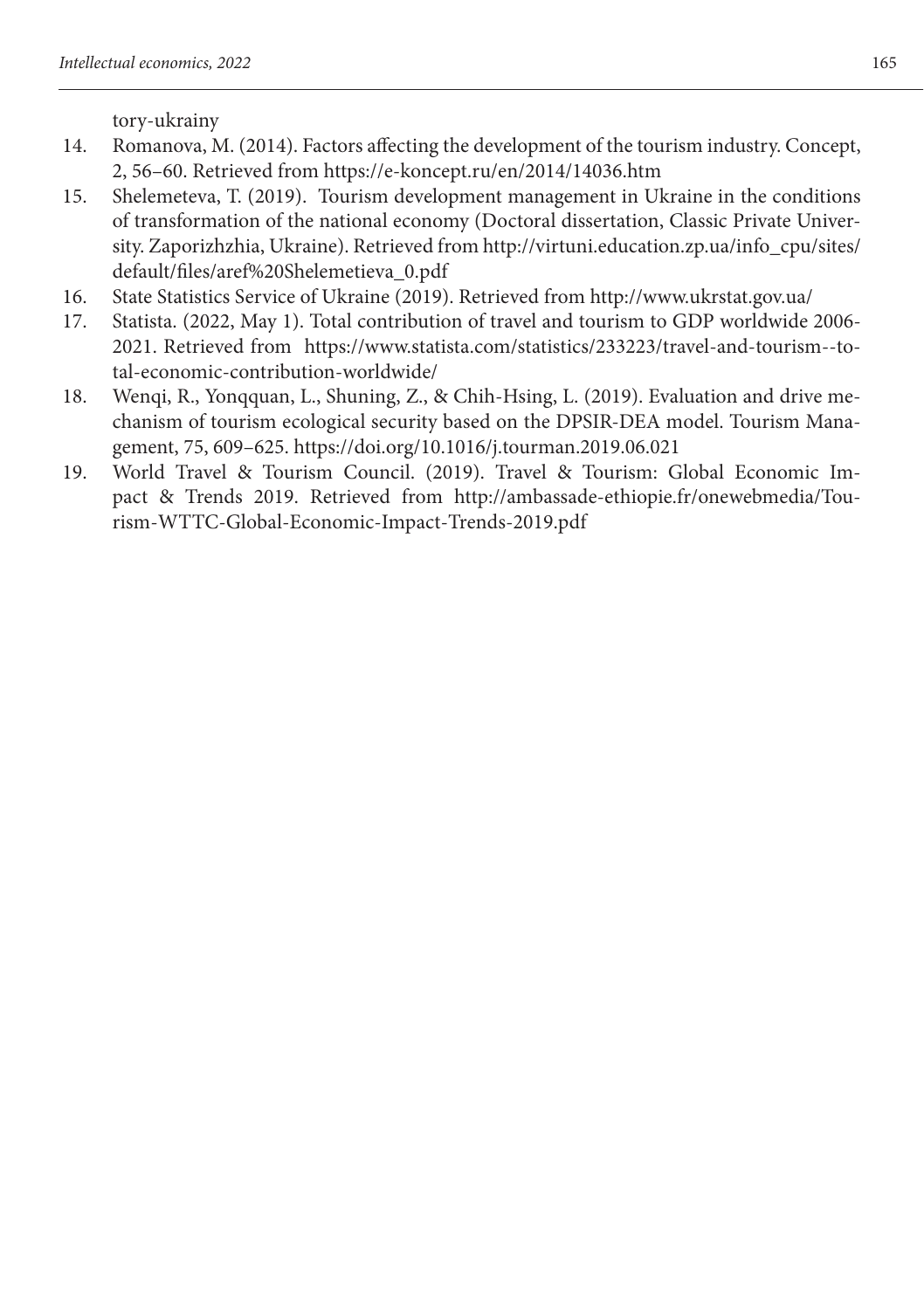tory-ukrainy

14. Romanova, M. (2014). Factors affecting the development of the tourism industry. Concept, 2, 56–60. Retrieved from https://e-koncept.ru/en/2014/14036.htm
15. Shelemeteva, T. (2019). Tourism development management in Ukraine in the conditions of transformation of the national economy (Doctoral dissertation, Classic Private University. Zaporizhzhia, Ukraine). Retrieved from http://virtuni.education.zp.ua/info_cpu/sites/default/files/aref%20Shelemetieva_0.pdf
16. State Statistics Service of Ukraine (2019). Retrieved from http://www.ukrstat.gov.ua/
17. Statista. (2022, May 1). Total contribution of travel and tourism to GDP worldwide 2006-2021. Retrieved from https://www.statista.com/statistics/233223/travel-and-tourism--total-economic-contribution-worldwide/
18. Wenqi, R., Yonqquan, L., Shuning, Z., & Chih-Hsing, L. (2019). Evaluation and drive mechanism of tourism ecological security based on the DPSIR-DEA model. Tourism Management, 75, 609–625. https://doi.org/10.1016/j.tourman.2019.06.021
19. World Travel & Tourism Council. (2019). Travel & Tourism: Global Economic Impact & Trends 2019. Retrieved from http://ambassade-ethiopie.fr/onewebmedia/Tourism-WTTC-Global-Economic-Impact-Trends-2019.pdf